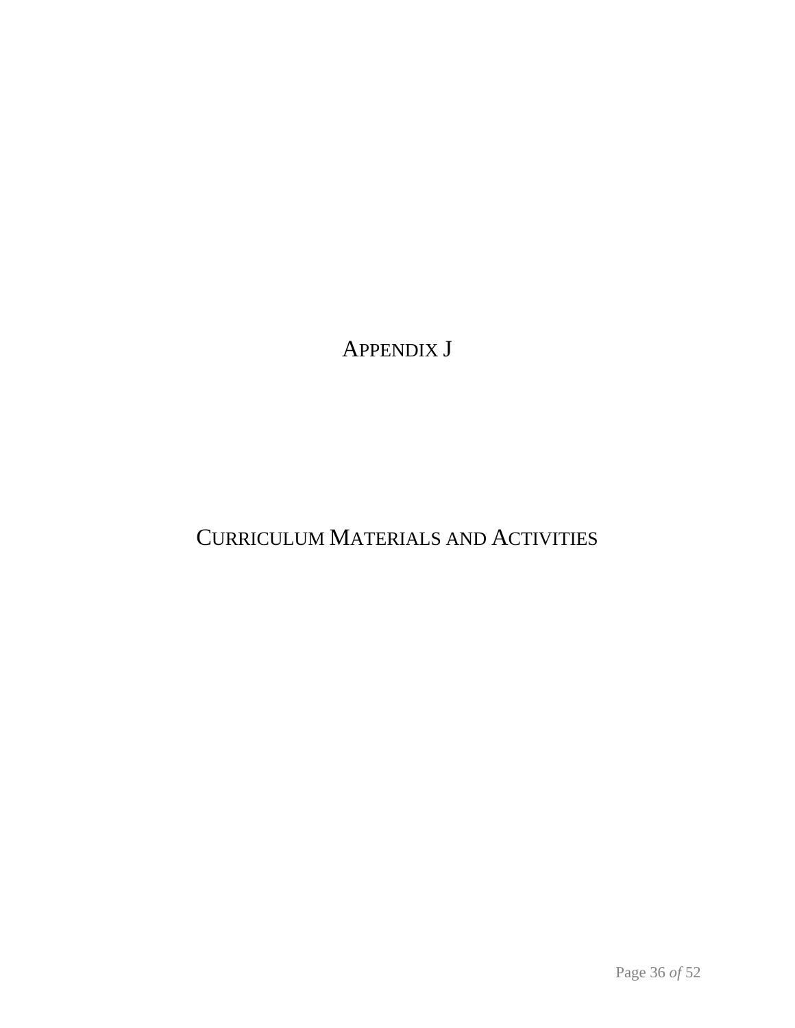# Appendix J

# Curriculum Materials and Activities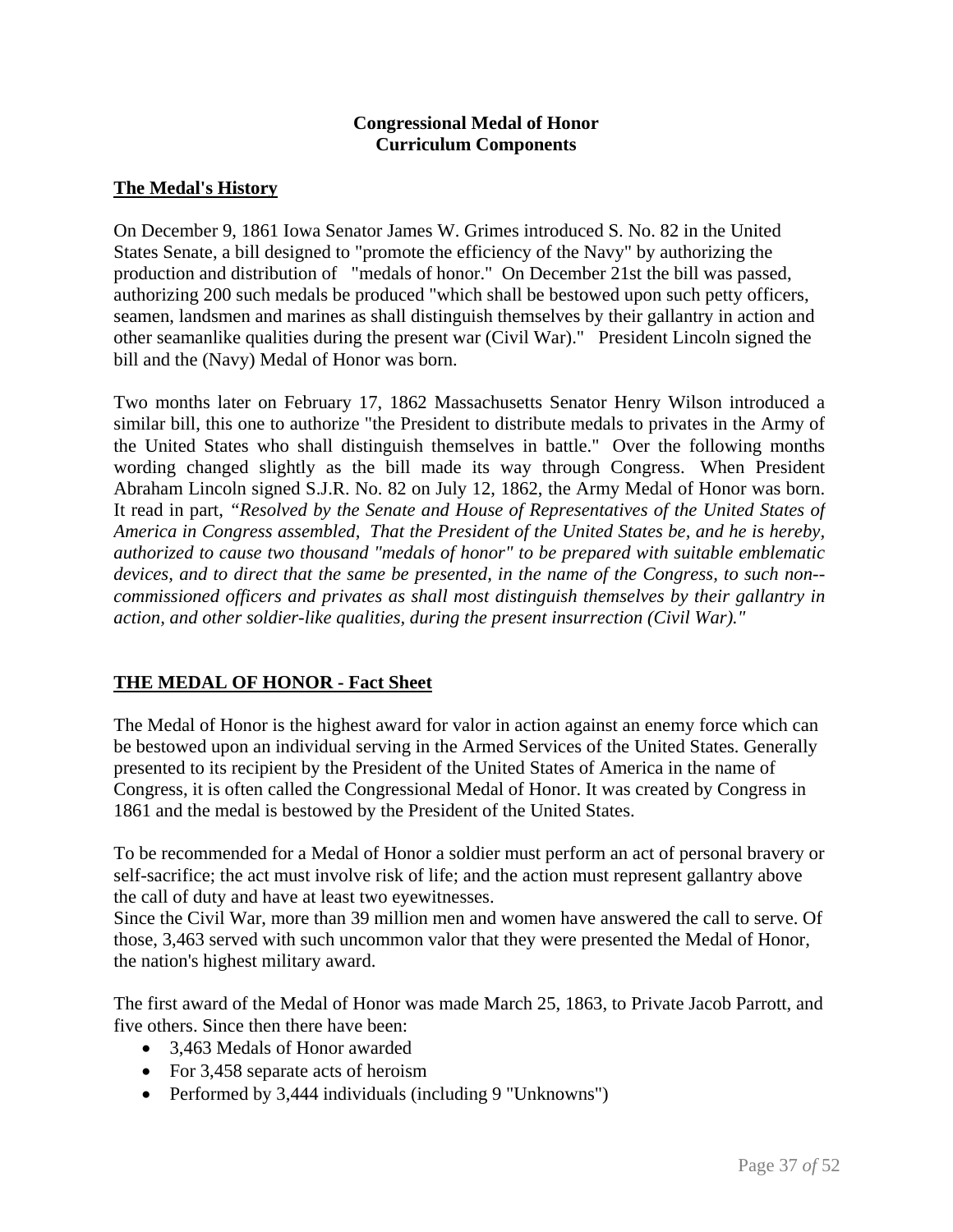**Congressional Medal of Honor**
**Curriculum Components**

## The Medal's History

On December 9, 1861 Iowa Senator James W. Grimes introduced S. No. 82 in the United States Senate, a bill designed to "promote the efficiency of the Navy" by authorizing the production and distribution of "medals of honor." On December 21st the bill was passed, authorizing 200 such medals be produced "which shall be bestowed upon such petty officers, seamen, landsmen and marines as shall distinguish themselves by their gallantry in action and other seamanlike qualities during the present war (Civil War)." President Lincoln signed the bill and the (Navy) Medal of Honor was born.

Two months later on February 17, 1862 Massachusetts Senator Henry Wilson introduced a similar bill, this one to authorize "the President to distribute medals to privates in the Army of the United States who shall distinguish themselves in battle." Over the following months wording changed slightly as the bill made its way through Congress. When President Abraham Lincoln signed S.J.R. No. 82 on July 12, 1862, the Army Medal of Honor was born. It read in part, *"Resolved by the Senate and House of Representatives of the United States of America in Congress assembled, That the President of the United States be, and he is hereby, authorized to cause two thousand "medals of honor" to be prepared with suitable emblematic devices, and to direct that the same be presented, in the name of the Congress, to such non--commissioned officers and privates as shall most distinguish themselves by their gallantry in action, and other soldier-like qualities, during the present insurrection (Civil War)."*

## THE MEDAL OF HONOR - Fact Sheet

The Medal of Honor is the highest award for valor in action against an enemy force which can be bestowed upon an individual serving in the Armed Services of the United States. Generally presented to its recipient by the President of the United States of America in the name of Congress, it is often called the Congressional Medal of Honor. It was created by Congress in 1861 and the medal is bestowed by the President of the United States.

To be recommended for a Medal of Honor a soldier must perform an act of personal bravery or self-sacrifice; the act must involve risk of life; and the action must represent gallantry above the call of duty and have at least two eyewitnesses.
Since the Civil War, more than 39 million men and women have answered the call to serve. Of those, 3,463 served with such uncommon valor that they were presented the Medal of Honor, the nation's highest military award.

The first award of the Medal of Honor was made March 25, 1863, to Private Jacob Parrott, and five others. Since then there have been:

- 3,463 Medals of Honor awarded
- For 3,458 separate acts of heroism
- Performed by 3,444 individuals (including 9 "Unknowns")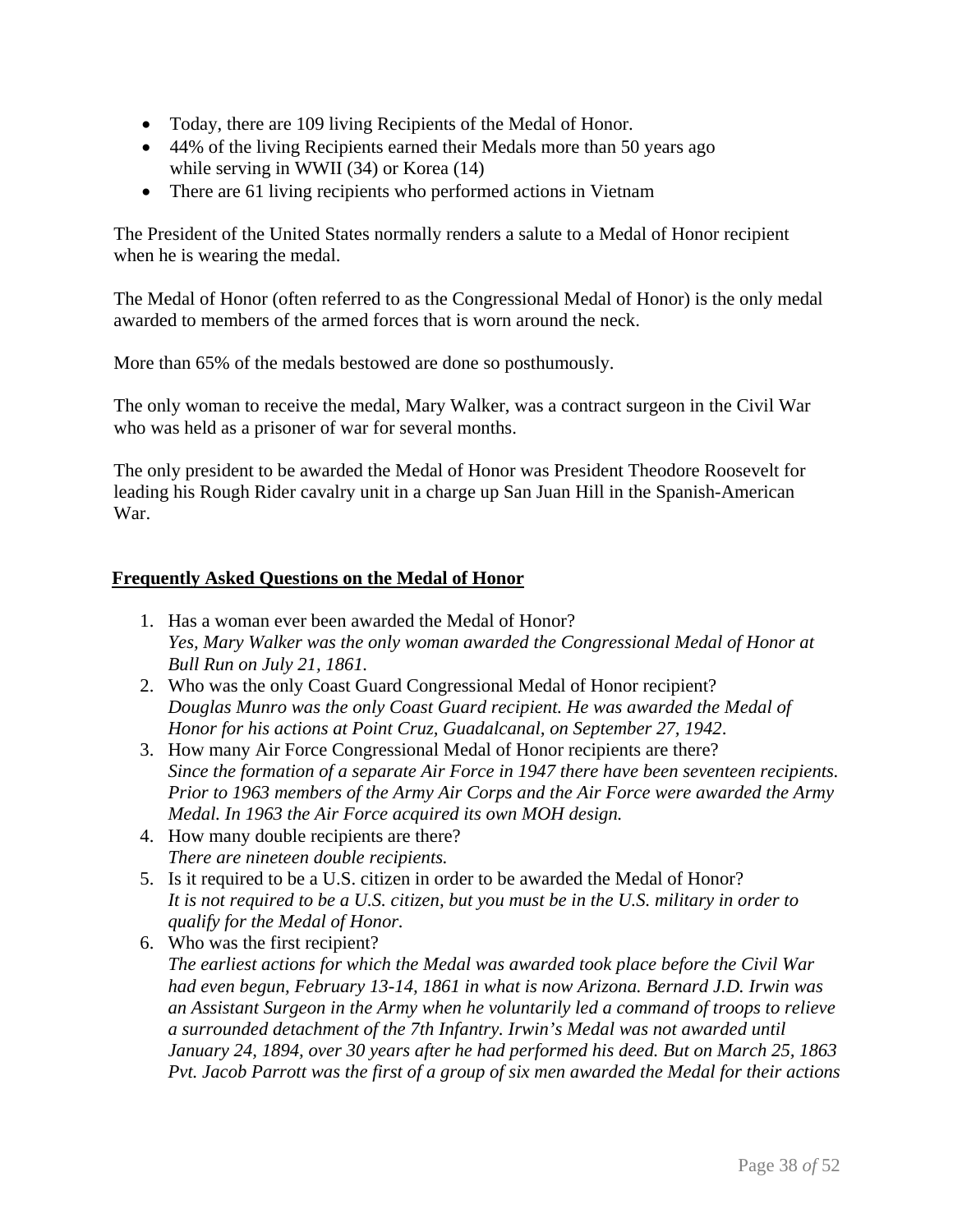- Today, there are 109 living Recipients of the Medal of Honor.
- 44% of the living Recipients earned their Medals more than 50 years ago while serving in WWII (34) or Korea (14)
- There are 61 living recipients who performed actions in Vietnam

The President of the United States normally renders a salute to a Medal of Honor recipient when he is wearing the medal.

The Medal of Honor (often referred to as the Congressional Medal of Honor) is the only medal awarded to members of the armed forces that is worn around the neck.

More than 65% of the medals bestowed are done so posthumously.

The only woman to receive the medal, Mary Walker, was a contract surgeon in the Civil War who was held as a prisoner of war for several months.

The only president to be awarded the Medal of Honor was President Theodore Roosevelt for leading his Rough Rider cavalry unit in a charge up San Juan Hill in the Spanish-American War.

**Frequently Asked Questions on the Medal of Honor**

1. Has a woman ever been awarded the Medal of Honor?
   *Yes, Mary Walker was the only woman awarded the Congressional Medal of Honor at Bull Run on July 21, 1861.*
2. Who was the only Coast Guard Congressional Medal of Honor recipient?
   *Douglas Munro was the only Coast Guard recipient. He was awarded the Medal of Honor for his actions at Point Cruz, Guadalcanal, on September 27, 1942.*
3. How many Air Force Congressional Medal of Honor recipients are there?
   *Since the formation of a separate Air Force in 1947 there have been seventeen recipients. Prior to 1963 members of the Army Air Corps and the Air Force were awarded the Army Medal. In 1963 the Air Force acquired its own MOH design.*
4. How many double recipients are there?
   *There are nineteen double recipients.*
5. Is it required to be a U.S. citizen in order to be awarded the Medal of Honor?
   *It is not required to be a U.S. citizen, but you must be in the U.S. military in order to qualify for the Medal of Honor.*
6. Who was the first recipient?
   *The earliest actions for which the Medal was awarded took place before the Civil War had even begun, February 13-14, 1861 in what is now Arizona. Bernard J.D. Irwin was an Assistant Surgeon in the Army when he voluntarily led a command of troops to relieve a surrounded detachment of the 7th Infantry. Irwin's Medal was not awarded until January 24, 1894, over 30 years after he had performed his deed. But on March 25, 1863 Pvt. Jacob Parrott was the first of a group of six men awarded the Medal for their actions*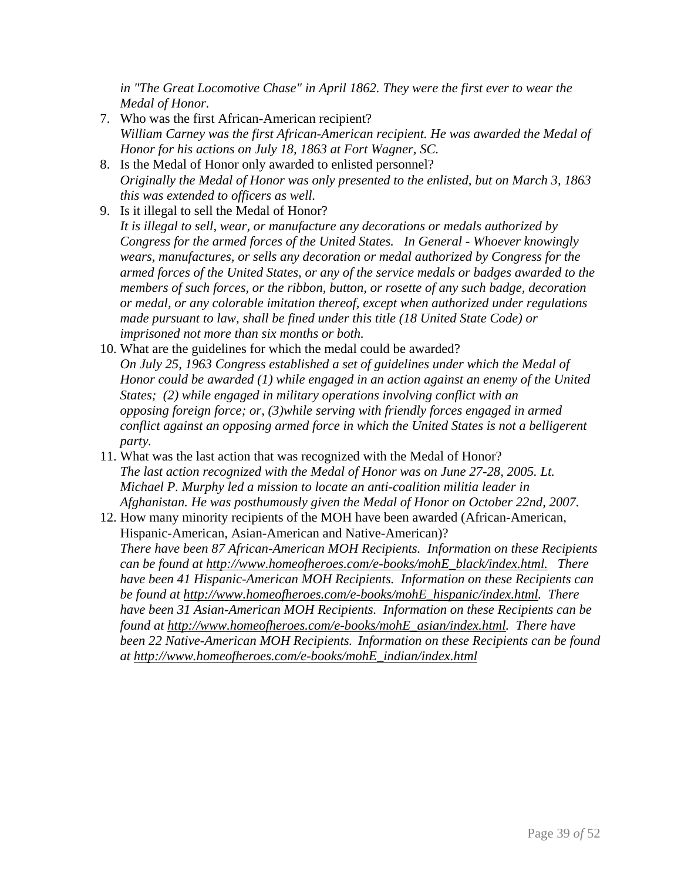*in "The Great Locomotive Chase" in April 1862. They were the first ever to wear the Medal of Honor.*

7. Who was the first African-American recipient?
   *William Carney was the first African-American recipient. He was awarded the Medal of Honor for his actions on July 18, 1863 at Fort Wagner, SC.*
8. Is the Medal of Honor only awarded to enlisted personnel?
   *Originally the Medal of Honor was only presented to the enlisted, but on March 3, 1863 this was extended to officers as well.*
9. Is it illegal to sell the Medal of Honor?
   *It is illegal to sell, wear, or manufacture any decorations or medals authorized by Congress for the armed forces of the United States. In General - Whoever knowingly wears, manufactures, or sells any decoration or medal authorized by Congress for the armed forces of the United States, or any of the service medals or badges awarded to the members of such forces, or the ribbon, button, or rosette of any such badge, decoration or medal, or any colorable imitation thereof, except when authorized under regulations made pursuant to law, shall be fined under this title (18 United State Code) or imprisoned not more than six months or both.*
10. What are the guidelines for which the medal could be awarded?
    *On July 25, 1963 Congress established a set of guidelines under which the Medal of Honor could be awarded (1) while engaged in an action against an enemy of the United States; (2) while engaged in military operations involving conflict with an opposing foreign force; or, (3)while serving with friendly forces engaged in armed conflict against an opposing armed force in which the United States is not a belligerent party.*
11. What was the last action that was recognized with the Medal of Honor?
    *The last action recognized with the Medal of Honor was on June 27-28, 2005. Lt. Michael P. Murphy led a mission to locate an anti-coalition militia leader in Afghanistan. He was posthumously given the Medal of Honor on October 22nd, 2007.*
12. How many minority recipients of the MOH have been awarded (African-American, Hispanic-American, Asian-American and Native-American)?
    *There have been 87 African-American MOH Recipients. Information on these Recipients can be found at [http://www.homeofheroes.com/e-books/mohE_black/index.html.](http://www.homeofheroes.com/e-books/mohE_black/index.html) There have been 41 Hispanic-American MOH Recipients. Information on these Recipients can be found at [http://www.homeofheroes.com/e-books/mohE_hispanic/index.html](http://www.homeofheroes.com/e-books/mohE_hispanic/index.html). There have been 31 Asian-American MOH Recipients. Information on these Recipients can be found at [http://www.homeofheroes.com/e-books/mohE_asian/index.html](http://www.homeofheroes.com/e-books/mohE_asian/index.html). There have been 22 Native-American MOH Recipients. Information on these Recipients can be found at [http://www.homeofheroes.com/e-books/mohE_indian/index.html](http://www.homeofheroes.com/e-books/mohE_indian/index.html)*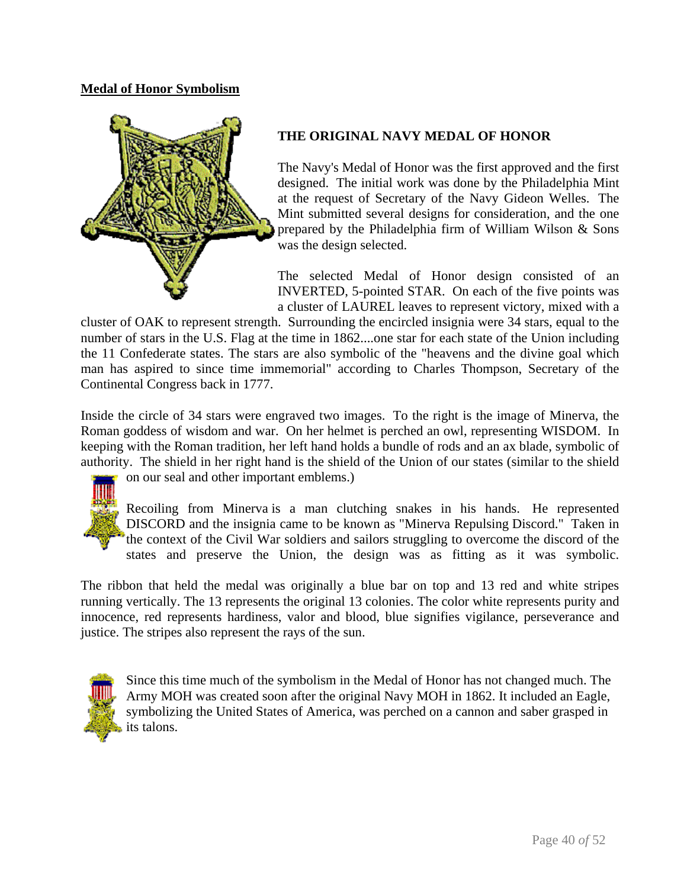**Medal of Honor Symbolism**

### THE ORIGINAL NAVY MEDAL OF HONOR

The Navy's Medal of Honor was the first approved and the first designed. The initial work was done by the Philadelphia Mint at the request of Secretary of the Navy Gideon Welles. The Mint submitted several designs for consideration, and the one prepared by the Philadelphia firm of William Wilson & Sons was the design selected.

The selected Medal of Honor design consisted of an INVERTED, 5-pointed STAR. On each of the five points was a cluster of LAUREL leaves to represent victory, mixed with a cluster of OAK to represent strength. Surrounding the encircled insignia were 34 stars, equal to the number of stars in the U.S. Flag at the time in 1862....one star for each state of the Union including the 11 Confederate states. The stars are also symbolic of the "heavens and the divine goal which man has aspired to since time immemorial" according to Charles Thompson, Secretary of the Continental Congress back in 1777.

Inside the circle of 34 stars were engraved two images. To the right is the image of Minerva, the Roman goddess of wisdom and war. On her helmet is perched an owl, representing WISDOM. In keeping with the Roman tradition, her left hand holds a bundle of rods and an ax blade, symbolic of authority. The shield in her right hand is the shield of the Union of our states (similar to the shield on our seal and other important emblems.)

Recoiling from Minerva is a man clutching snakes in his hands. He represented DISCORD and the insignia came to be known as "Minerva Repulsing Discord." Taken in the context of the Civil War soldiers and sailors struggling to overcome the discord of the states and preserve the Union, the design was as fitting as it was symbolic.

The ribbon that held the medal was originally a blue bar on top and 13 red and white stripes running vertically. The 13 represents the original 13 colonies. The color white represents purity and innocence, red represents hardiness, valor and blood, blue signifies vigilance, perseverance and justice. The stripes also represent the rays of the sun.

Since this time much of the symbolism in the Medal of Honor has not changed much. The Army MOH was created soon after the original Navy MOH in 1862. It included an Eagle, symbolizing the United States of America, was perched on a cannon and saber grasped in its talons.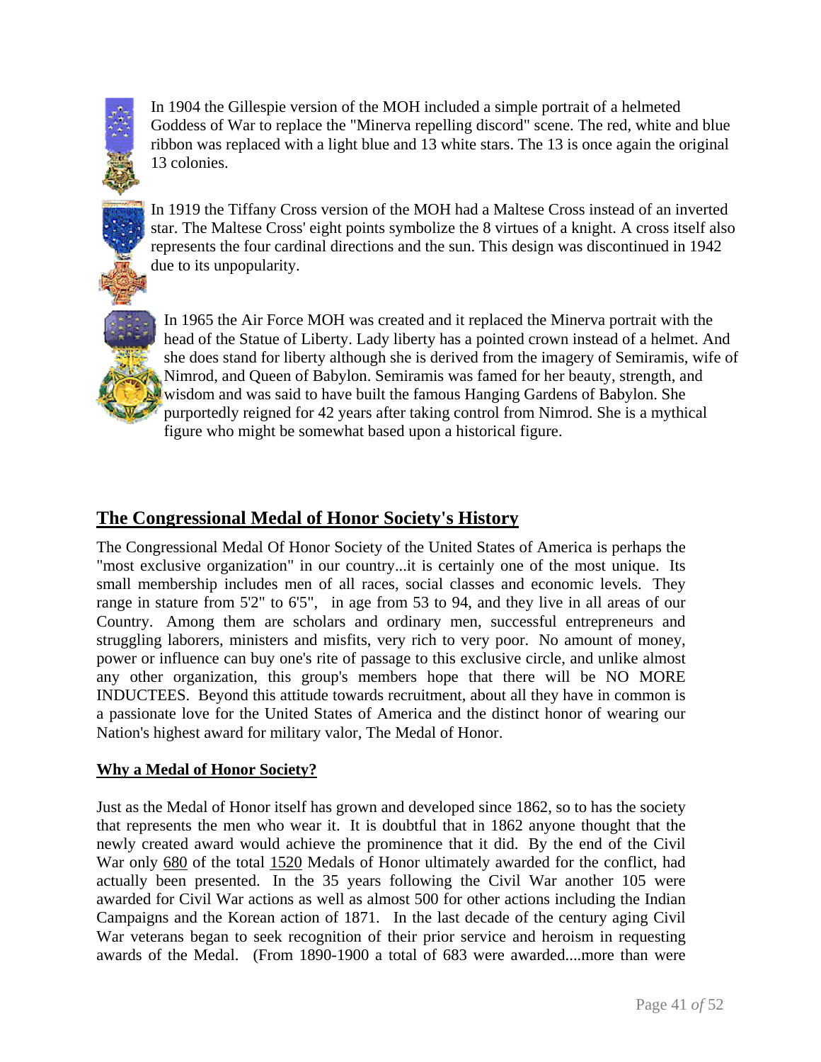In 1904 the Gillespie version of the MOH included a simple portrait of a helmeted Goddess of War to replace the "Minerva repelling discord" scene. The red, white and blue ribbon was replaced with a light blue and 13 white stars. The 13 is once again the original 13 colonies.

In 1919 the Tiffany Cross version of the MOH had a Maltese Cross instead of an inverted star. The Maltese Cross' eight points symbolize the 8 virtues of a knight. A cross itself also represents the four cardinal directions and the sun. This design was discontinued in 1942 due to its unpopularity.

In 1965 the Air Force MOH was created and it replaced the Minerva portrait with the head of the Statue of Liberty. Lady liberty has a pointed crown instead of a helmet. And she does stand for liberty although she is derived from the imagery of Semiramis, wife of Nimrod, and Queen of Babylon. Semiramis was famed for her beauty, strength, and wisdom and was said to have built the famous Hanging Gardens of Babylon. She purportedly reigned for 42 years after taking control from Nimrod. She is a mythical figure who might be somewhat based upon a historical figure.

## The Congressional Medal of Honor Society's History

The Congressional Medal Of Honor Society of the United States of America is perhaps the "most exclusive organization" in our country...it is certainly one of the most unique. Its small membership includes men of all races, social classes and economic levels. They range in stature from 5'2" to 6'5", in age from 53 to 94, and they live in all areas of our Country. Among them are scholars and ordinary men, successful entrepreneurs and struggling laborers, ministers and misfits, very rich to very poor. No amount of money, power or influence can buy one's rite of passage to this exclusive circle, and unlike almost any other organization, this group's members hope that there will be NO MORE INDUCTEES. Beyond this attitude towards recruitment, about all they have in common is a passionate love for the United States of America and the distinct honor of wearing our Nation's highest award for military valor, The Medal of Honor.

### Why a Medal of Honor Society?

Just as the Medal of Honor itself has grown and developed since 1862, so to has the society that represents the men who wear it. It is doubtful that in 1862 anyone thought that the newly created award would achieve the prominence that it did. By the end of the Civil War only 680 of the total 1520 Medals of Honor ultimately awarded for the conflict, had actually been presented. In the 35 years following the Civil War another 105 were awarded for Civil War actions as well as almost 500 for other actions including the Indian Campaigns and the Korean action of 1871. In the last decade of the century aging Civil War veterans began to seek recognition of their prior service and heroism in requesting awards of the Medal. (From 1890-1900 a total of 683 were awarded....more than were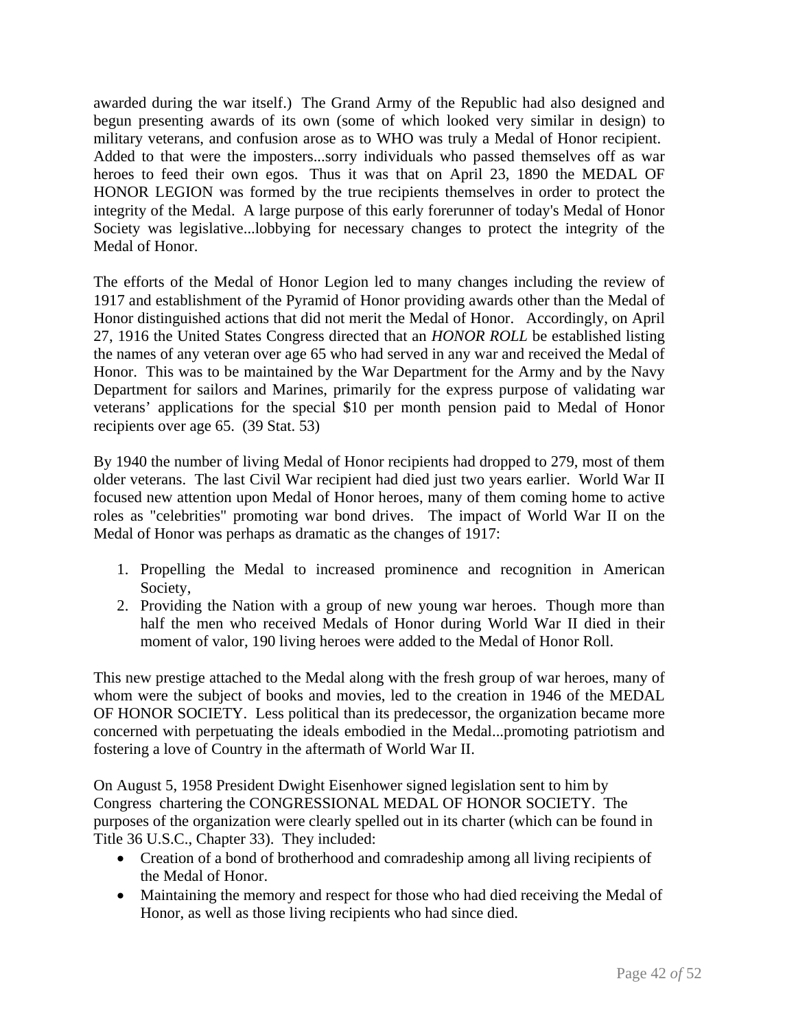awarded during the war itself.) The Grand Army of the Republic had also designed and begun presenting awards of its own (some of which looked very similar in design) to military veterans, and confusion arose as to WHO was truly a Medal of Honor recipient. Added to that were the imposters...sorry individuals who passed themselves off as war heroes to feed their own egos. Thus it was that on April 23, 1890 the MEDAL OF HONOR LEGION was formed by the true recipients themselves in order to protect the integrity of the Medal. A large purpose of this early forerunner of today's Medal of Honor Society was legislative...lobbying for necessary changes to protect the integrity of the Medal of Honor.

The efforts of the Medal of Honor Legion led to many changes including the review of 1917 and establishment of the Pyramid of Honor providing awards other than the Medal of Honor distinguished actions that did not merit the Medal of Honor. Accordingly, on April 27, 1916 the United States Congress directed that an *HONOR ROLL* be established listing the names of any veteran over age 65 who had served in any war and received the Medal of Honor. This was to be maintained by the War Department for the Army and by the Navy Department for sailors and Marines, primarily for the express purpose of validating war veterans' applications for the special $10 per month pension paid to Medal of Honor recipients over age 65. (39 Stat. 53)

By 1940 the number of living Medal of Honor recipients had dropped to 279, most of them older veterans. The last Civil War recipient had died just two years earlier. World War II focused new attention upon Medal of Honor heroes, many of them coming home to active roles as "celebrities" promoting war bond drives. The impact of World War II on the Medal of Honor was perhaps as dramatic as the changes of 1917:

1. Propelling the Medal to increased prominence and recognition in American Society,
2. Providing the Nation with a group of new young war heroes. Though more than half the men who received Medals of Honor during World War II died in their moment of valor, 190 living heroes were added to the Medal of Honor Roll.

This new prestige attached to the Medal along with the fresh group of war heroes, many of whom were the subject of books and movies, led to the creation in 1946 of the MEDAL OF HONOR SOCIETY. Less political than its predecessor, the organization became more concerned with perpetuating the ideals embodied in the Medal...promoting patriotism and fostering a love of Country in the aftermath of World War II.

On August 5, 1958 President Dwight Eisenhower signed legislation sent to him by Congress chartering the CONGRESSIONAL MEDAL OF HONOR SOCIETY. The purposes of the organization were clearly spelled out in its charter (which can be found in Title 36 U.S.C., Chapter 33). They included:

- Creation of a bond of brotherhood and comradeship among all living recipients of the Medal of Honor.
- Maintaining the memory and respect for those who had died receiving the Medal of Honor, as well as those living recipients who had since died.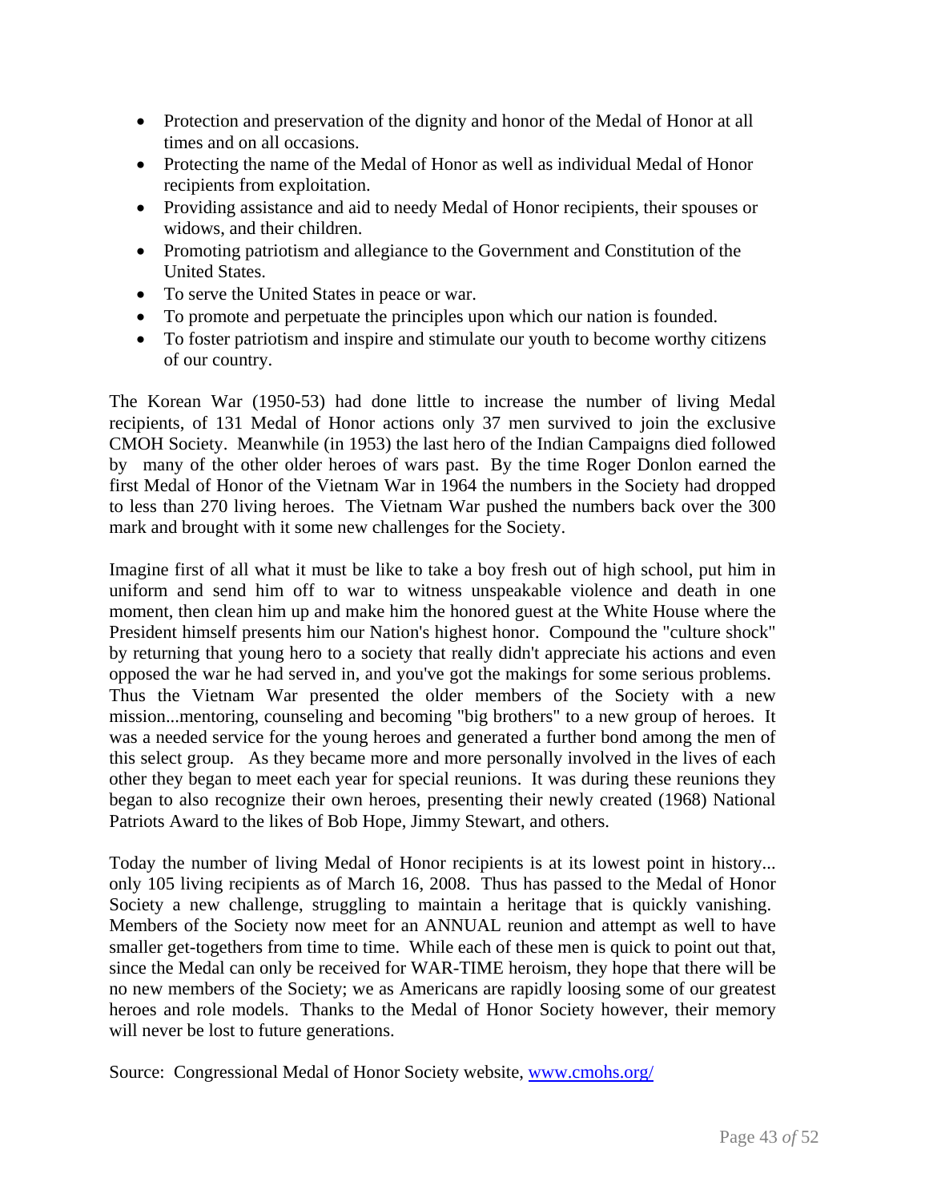- Protection and preservation of the dignity and honor of the Medal of Honor at all times and on all occasions.
- Protecting the name of the Medal of Honor as well as individual Medal of Honor recipients from exploitation.
- Providing assistance and aid to needy Medal of Honor recipients, their spouses or widows, and their children.
- Promoting patriotism and allegiance to the Government and Constitution of the United States.
- To serve the United States in peace or war.
- To promote and perpetuate the principles upon which our nation is founded.
- To foster patriotism and inspire and stimulate our youth to become worthy citizens of our country.

The Korean War (1950-53) had done little to increase the number of living Medal recipients, of 131 Medal of Honor actions only 37 men survived to join the exclusive CMOH Society. Meanwhile (in 1953) the last hero of the Indian Campaigns died followed by many of the other older heroes of wars past. By the time Roger Donlon earned the first Medal of Honor of the Vietnam War in 1964 the numbers in the Society had dropped to less than 270 living heroes. The Vietnam War pushed the numbers back over the 300 mark and brought with it some new challenges for the Society.

Imagine first of all what it must be like to take a boy fresh out of high school, put him in uniform and send him off to war to witness unspeakable violence and death in one moment, then clean him up and make him the honored guest at the White House where the President himself presents him our Nation's highest honor. Compound the "culture shock" by returning that young hero to a society that really didn't appreciate his actions and even opposed the war he had served in, and you've got the makings for some serious problems. Thus the Vietnam War presented the older members of the Society with a new mission...mentoring, counseling and becoming "big brothers" to a new group of heroes. It was a needed service for the young heroes and generated a further bond among the men of this select group. As they became more and more personally involved in the lives of each other they began to meet each year for special reunions. It was during these reunions they began to also recognize their own heroes, presenting their newly created (1968) National Patriots Award to the likes of Bob Hope, Jimmy Stewart, and others.

Today the number of living Medal of Honor recipients is at its lowest point in history... only 105 living recipients as of March 16, 2008. Thus has passed to the Medal of Honor Society a new challenge, struggling to maintain a heritage that is quickly vanishing. Members of the Society now meet for an ANNUAL reunion and attempt as well to have smaller get-togethers from time to time. While each of these men is quick to point out that, since the Medal can only be received for WAR-TIME heroism, they hope that there will be no new members of the Society; we as Americans are rapidly loosing some of our greatest heroes and role models. Thanks to the Medal of Honor Society however, their memory will never be lost to future generations.

Source: Congressional Medal of Honor Society website, [www.cmohs.org/](http://www.cmohs.org/)